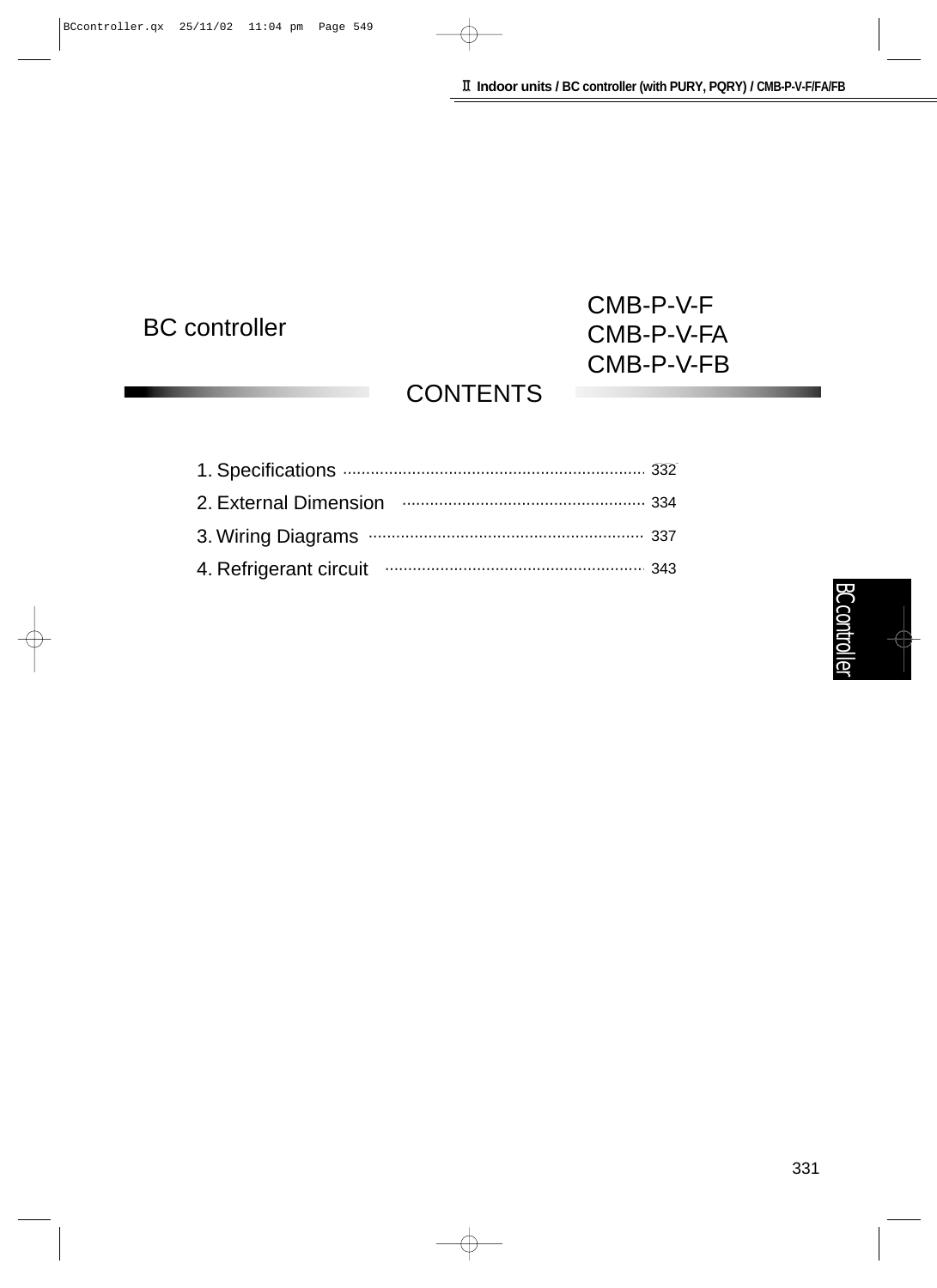# BC controller

## CMB-P-V-F
## CMB-P-V-FA
## CMB-P-V-FB

## CONTENTS

1. Specifications ........................................ 332
2. External Dimension ........................................ 334
3. Wiring Diagrams ........................................ 337
4. Refrigerant circuit ........................................ 343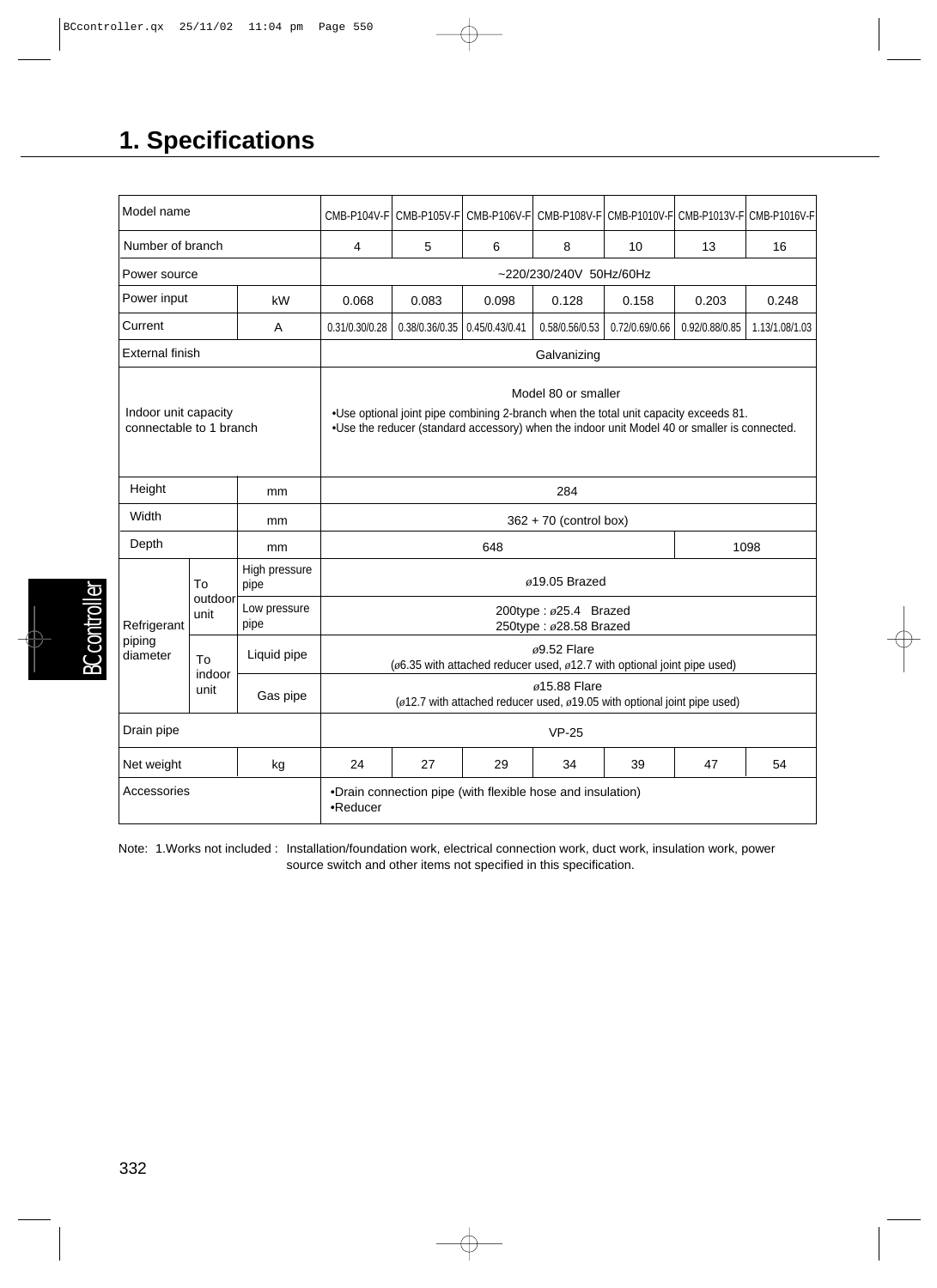# 1. Specifications

| Model name | | | CMB-P104V-F | CMB-P105V-F | CMB-P106V-F | CMB-P108V-F | CMB-P1010V-F | CMB-P1013V-F | CMB-P1016V-F |
|---|---|---|---|---|---|---|---|---|---|
| Number of branch | | | 4 | 5 | 6 | 8 | 10 | 13 | 16 |
| Power source | | | ~220/230/240V 50Hz/60Hz | | | | | | |
| Power input | | kW | 0.068 | 0.083 | 0.098 | 0.128 | 0.158 | 0.203 | 0.248 |
| Current | | A | 0.31/0.30/0.28 | 0.38/0.36/0.35 | 0.45/0.43/0.41 | 0.58/0.56/0.53 | 0.72/0.69/0.66 | 0.92/0.88/0.85 | 1.13/1.08/1.03 |
| External finish | | | Galvanizing | | | | | | |
| Indoor unit capacity connectable to 1 branch | | | Model 80 or smaller<br>•Use optional joint pipe combining 2-branch when the total unit capacity exceeds 81.<br>•Use the reducer (standard accessory) when the indoor unit Model 40 or smaller is connected. | | | | | | |
| Height | | mm | 284 | | | | | | |
| Width | | mm | 362 + 70 (control box) | | | | | | |
| Depth | | mm | 648 | | | | | 1098 | |
| Refrigerant piping diameter | To outdoor unit | High pressure pipe | ø19.05 Brazed | | | | | | |
| | | Low pressure pipe | 200type : ø25.4 Brazed<br>250type : ø28.58 Brazed | | | | | | |
| | To indoor unit | Liquid pipe | ø9.52 Flare<br>(ø6.35 with attached reducer used, ø12.7 with optional joint pipe used) | | | | | | |
| | | Gas pipe | ø15.88 Flare<br>(ø12.7 with attached reducer used, ø19.05 with optional joint pipe used) | | | | | | |
| Drain pipe | | | VP-25 | | | | | | |
| Net weight | | kg | 24 | 27 | 29 | 34 | 39 | 47 | 54 |
| Accessories | | | •Drain connection pipe (with flexible hose and insulation)<br>•Reducer | | | | | | |

Note: 1.Works not included : Installation/foundation work, electrical connection work, duct work, insulation work, power source switch and other items not specified in this specification.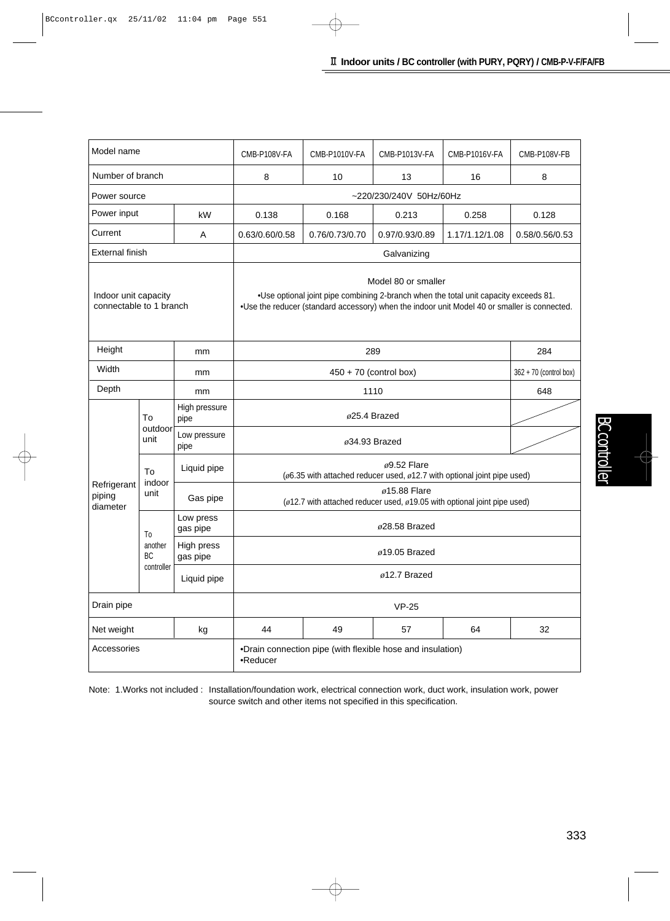| Model name | | | CMB-P108V-FA | CMB-P1010V-FA | CMB-P1013V-FA | CMB-P1016V-FA | CMB-P108V-FB |
|---|---|---|---|---|---|---|---|
| Number of branch | | | 8 | 10 | 13 | 16 | 8 |
| Power source | | | ~220/230/240V 50Hz/60Hz | | | | |
| Power input | | kW | 0.138 | 0.168 | 0.213 | 0.258 | 0.128 |
| Current | | A | 0.63/0.60/0.58 | 0.76/0.73/0.70 | 0.97/0.93/0.89 | 1.17/1.12/1.08 | 0.58/0.56/0.53 |
| External finish | | | Galvanizing | | | | |
| Indoor unit capacity connectable to 1 branch | | | Model 80 or smaller<br>•Use optional joint pipe combining 2-branch when the total unit capacity exceeds 81.<br>•Use the reducer (standard accessory) when the indoor unit Model 40 or smaller is connected. | | | | |
| Height | | mm | 289 | | | | 284 |
| Width | | mm | 450 + 70 (control box) | | | | 362 + 70 (control box) |
| Depth | | mm | 1110 | | | | 648 |
| Refrigerant piping diameter | To outdoor unit | High pressure pipe | ø25.4 Brazed | | | | |
| | | Low pressure pipe | ø34.93 Brazed | | | | |
| | To indoor unit | Liquid pipe | ø9.52 Flare<br>(ø6.35 with attached reducer used, ø12.7 with optional joint pipe used) | | | | |
| | | Gas pipe | ø15.88 Flare<br>(ø12.7 with attached reducer used, ø19.05 with optional joint pipe used) | | | | |
| | To another BC controller | Low press gas pipe | ø28.58 Brazed | | | | |
| | | High press gas pipe | ø19.05 Brazed | | | | |
| | | Liquid pipe | ø12.7 Brazed | | | | |
| Drain pipe | | | VP-25 | | | | |
| Net weight | | kg | 44 | 49 | 57 | 64 | 32 |
| Accessories | | | •Drain connection pipe (with flexible hose and insulation)<br>•Reducer | | | | |

Note: 1.Works not included : Installation/foundation work, electrical connection work, duct work, insulation work, power source switch and other items not specified in this specification.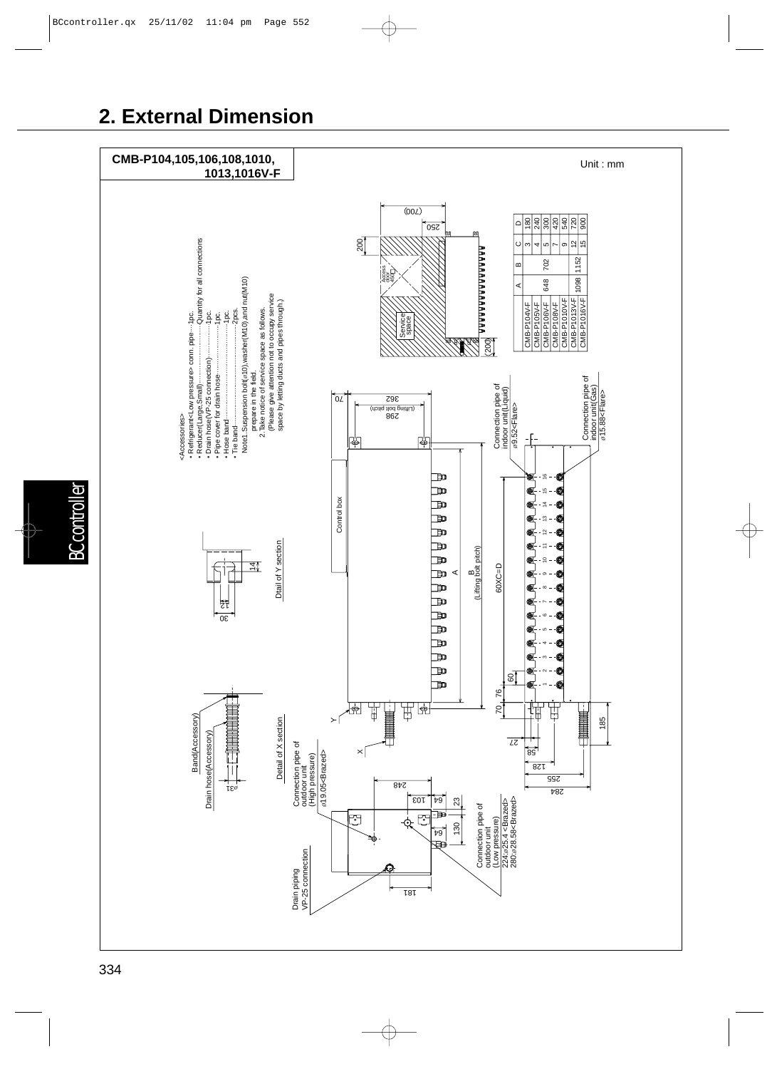## 2. External Dimension

**CMB-P104,105,106,108,1010, 1013,1016V-F**

Unit : mm

<Accessories>

- Refrigerant<Low pressure> conn. pipe·····1pc.
- Reducer(Large,Small)···························Quantity for all connections
- Drain hose(VP-25 connection)··············1pc.
- Pipe cover for drain hose······················1pc.
- Hose band·············································1pc.
- Tie band················································2pcs.

Note1. Suspension bolt(ø10),washer(M10),and nut(M10) prepare in the field.
2. Take notice of service space as follows. (Please give attention not to occupy service space by letting ducts and pipes through.)

|  | A | B | C | D |
|---|---|---|---|---|
| CMB-P104V-F | 648 | 702 | 3 | 180 |
| CMB-P105V-F | | | 4 | 240 |
| CMB-P106V-F | | | 5 | 300 |
| CMB-P108V-F | | | 7 | 420 |
| CMB-P1010V-F | | | 9 | 540 |
| CMB-P1013V-F | 1098 | 1152 | 12 | 720 |
| CMB-P1016V-F | | | 15 | 900 |

Service space

Access door 450□

Control box

Detail of Y section

Detail of X section

Band(Accessory)

Drain hose(Accessory)

Connection pipe of indoor unit(Liquid) ø9.52<Flare>

Connection pipe of indoor unit(Gas) ø15.88<Flare>

Connection pipe of outdoor unit (High pressure) ø19.05<Brazed>

Connection pipe of outdoor unit (Low pressure) 224;ø25.4 <Brazed> 280;ø28.58<Brazed>

Drain piping VP-25 connection

B (Lifting bolt pitch)

298 (Lifting bolt pitch)

60XC=D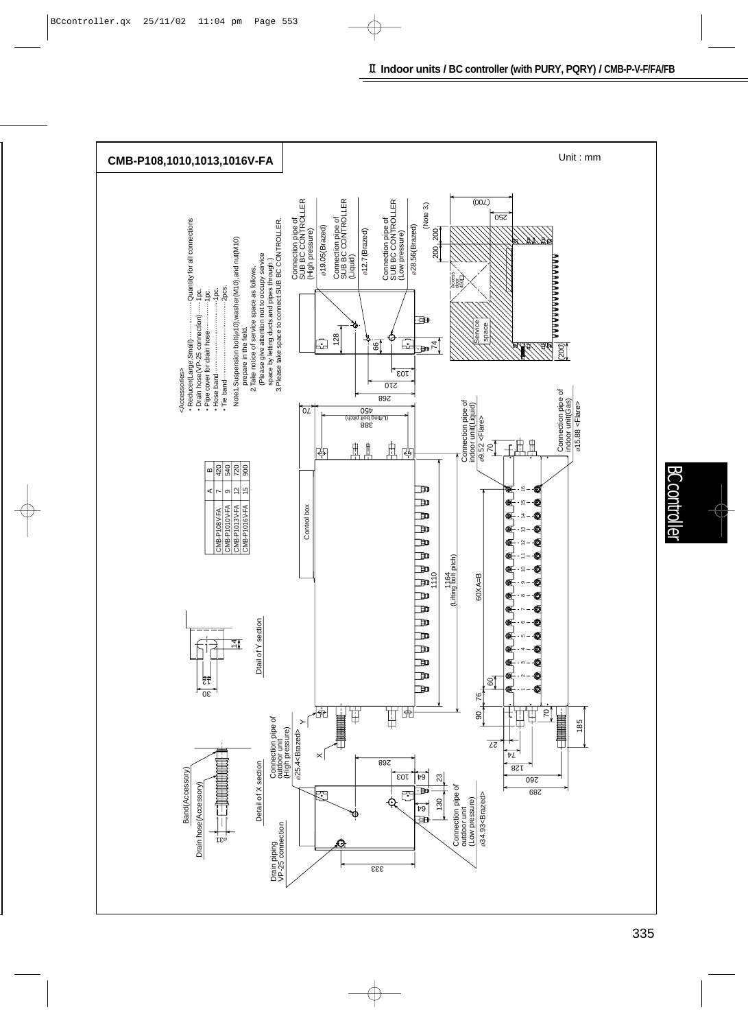## CMB-P108,1010,1013,1016V-FA

Unit : mm

<Accessories>

- Reducer(Large,Small)··················Quantity for all connections
- Drain hose(VP-25 connection)······1pc.
- Pipe cover for drain hose·············1pc.
- Hose band·································1pc.
- Tie band·····································2pcs.

Note1.Suspension bolt(ø10),washer(M10),and nut(M10) prepare in the field.

2.Take notice of service space as follows. (Please give attention not to occupy service space by letting ducts and pipes through.)

3.Please take space to connect SUB BC CONTROLLER.

| | A | B |
|---|---|---|
| CMB-P108V-FA | 7 | 420 |
| CMB-P1010V-FA | 9 | 540 |
| CMB-P1013V-FA | 12 | 720 |
| CMB-P1016V-FA | 15 | 900 |

Connection pipe of SUB BC CONTROLLER (High pressure) ø19.05(Brazed)

Connection pipe of SUB BC CONTROLLER (Liquid) ø12.7(Brazed)

Connection pipe of SUB BC CONTROLLER (Low pressure) ø28.56(Brazed)

(Note 3.)

Service space

Access door 450□

Control box

Connection pipe of indoor unit(Liquid) ø9.52 <Flare>

Connection pipe of indoor unit(Gas) ø15.88 <Flare>

1110

1164 (Lifting bolt pitch)

450

388 (Lifting bolt pitch)

60XA=B

Detail of Y section

Detail of X section

Connection pipe of outdoor unit (High pressure) ø25.4<Brazed>

Connection pipe of outdoor unit (Low pressure) ø34.93<Brazed>

Drain piping VP-25 connection

Band(Accessory)

Drain hose(Accessory)

ø31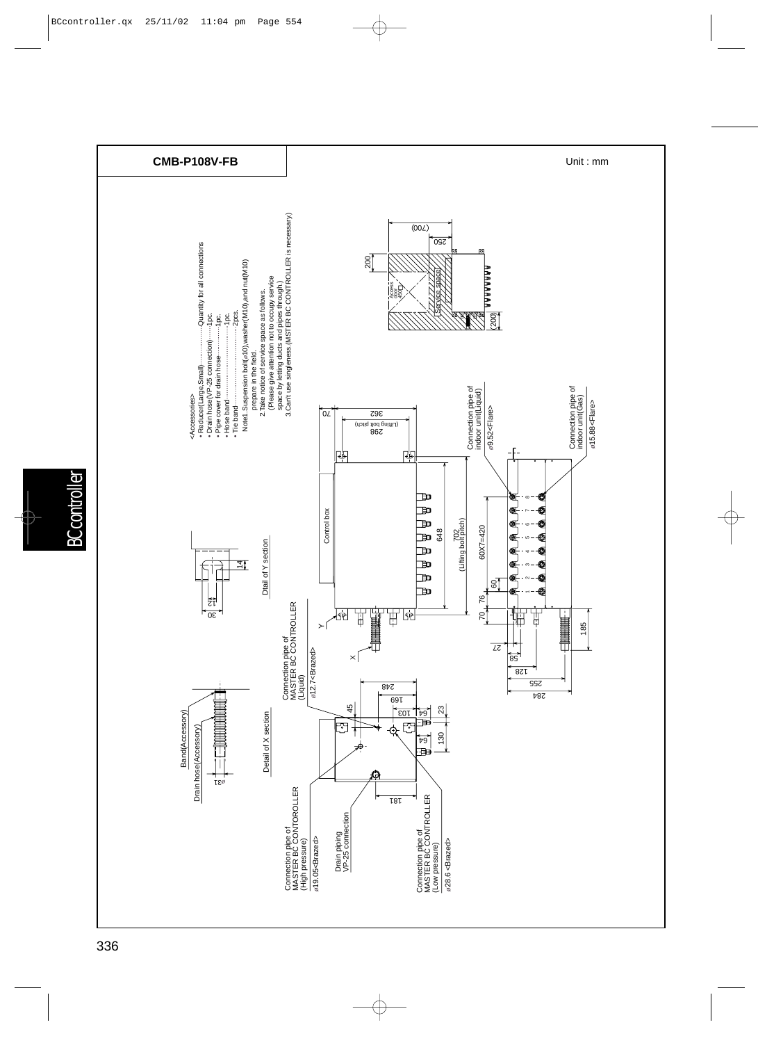## CMB-P108V-FB

Unit : mm

<Accessories>

- Reducer(Large,Small)··················Quantity for all connections
- Drain hose(VP-25 connection)·······1pc.
- Pipe cover for drain hose··············1pc.
- Hose band·······································1pc.
- Tie band·········································2pcs.

Note1.Suspension bolt(ø10),washer(M10),and nut(M10) prepare in the field.

2.Take notice of service space as follows.
(Please give attention not to occupy service space by letting ducts and pipes through.)

3.Can't use singleness.(MSTER BC CONTROLLER is necessary.)

Access door □450

Service space

Control box

Connection pipe of indoor unit(Liquid) ø9.52<Flare>

Connection pipe of indoor unit(Gas) ø15.88<Flare>

Connection pipe of MASTER BC CONTROLLER (Liquid) ø12.7<Brazed>

Connection pipe of MASTER BC CONTOROLLER (High pressure) ø19.05<Brazed>

Drain piping VP-25 connection

Connection pipe of MASTER BC CONTROLLER (Low pressure) ø28.6 <Brazed>

Band(Accessory)

Drain hose(Accessory)

Detail of X section

Dtail of Y section

702 (Lifting bolt pitch)

298 (Lifting bolt pitch)

60X7=420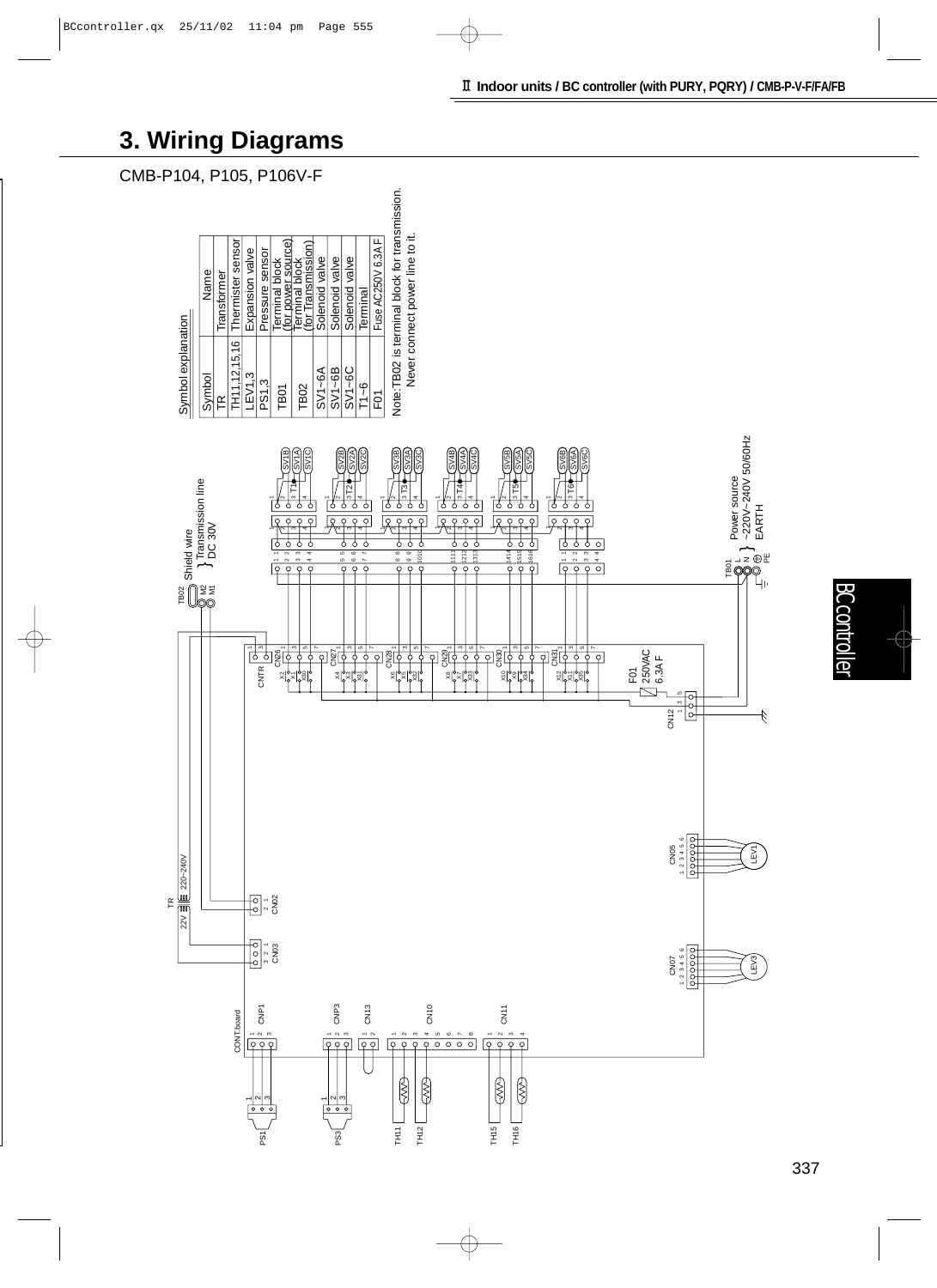# 3. Wiring Diagrams

CMB-P104, P105, P106V-F

Symbol explanation

| Symbol | Name |
| --- | --- |
| TR | Transformer |
| TH11,12,15,16 | Thermister sensor |
| LEV1,3 | Expansion valve |
| PS1,3 | Pressure sensor |
| TB01 | Terminal block (for power source) |
| TB02 | Terminal block (for Transmission) |
| SV1~6A | Solenoid valve |
| SV1~6B | Solenoid valve |
| SV1~6C | Solenoid valve |
| T1~6 | Terminal |
| F01 | Fuse AC250V 6.3A F |

Note: TB02 is terminal block for transmission. Never connect power line to it.

TB02 M2 M1 Shield wire Transmission line DC 30V

TB01 L N PE Power source ~220V~240V 50/60Hz EARTH

F01 250VAC 6.3A F

TR 22V 220~240V

CONT.board CNTR CN26 CN27 CN28 CN29 CN30 CN31 CN12 CN05 CN07 CN02 CN03 CNP1 CNP3 CN13 CN10 CN11

LEV1 LEV3 PS1 PS3 TH11 TH12 TH15 TH16

SV1A SV1B SV1C SV2A SV2B SV2C SV3A SV3B SV3C SV4A SV4B SV4C SV5A SV5B SV5C SV6A SV6B SV6C

T1 T2 T3 T4 T5 T6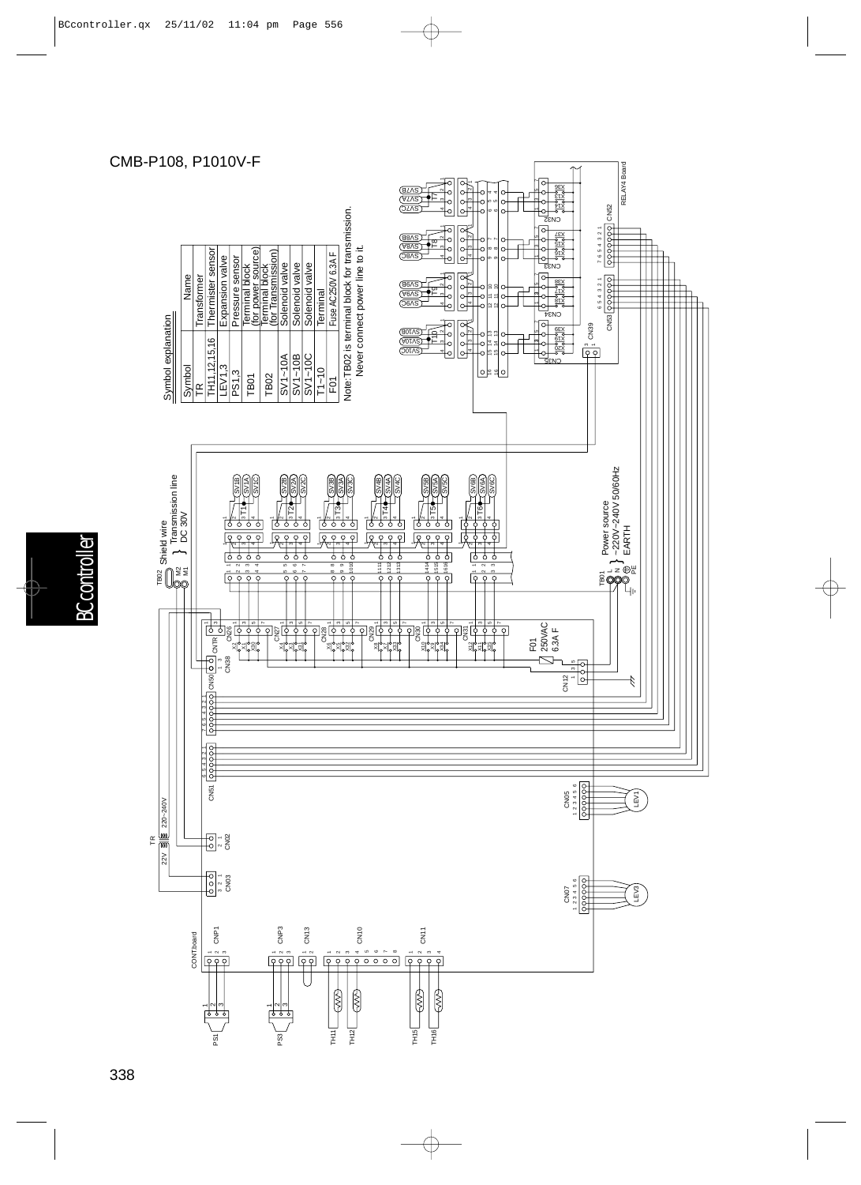# CMB-P108, P1010V-F

Symbol explanation

| Symbol | Name |
|---|---|
| TR | Transformer |
| TH11,12,15,16 | Thermister sensor |
| LEV1,3 | Expansion valve |
| PS1,3 | Pressure sensor |
| TB01 | Terminal block (for power source) |
| TB02 | Terminal block (for Transmission) |
| SV1~10A | Solenoid valve |
| SV1~10B | Solenoid valve |
| SV1~10C | Solenoid valve |
| T1~10 | Terminal |
| F01 | Fuse AC250V 6.3A F |

Note:TB02 is terminal block for transmission. Never connect power line to it.

TB02 Shield wire M2 M1 } Transmission line DC 30V

TB01 L N PE } Power source ~220V~240V 50/60Hz EARTH

F01 250VAC 6.3A F

TR 22V 220~240V

CONTboard

RELAY4 Board

PS1 PS3 TH11 TH12 TH15 TH16 LEV1 LEV3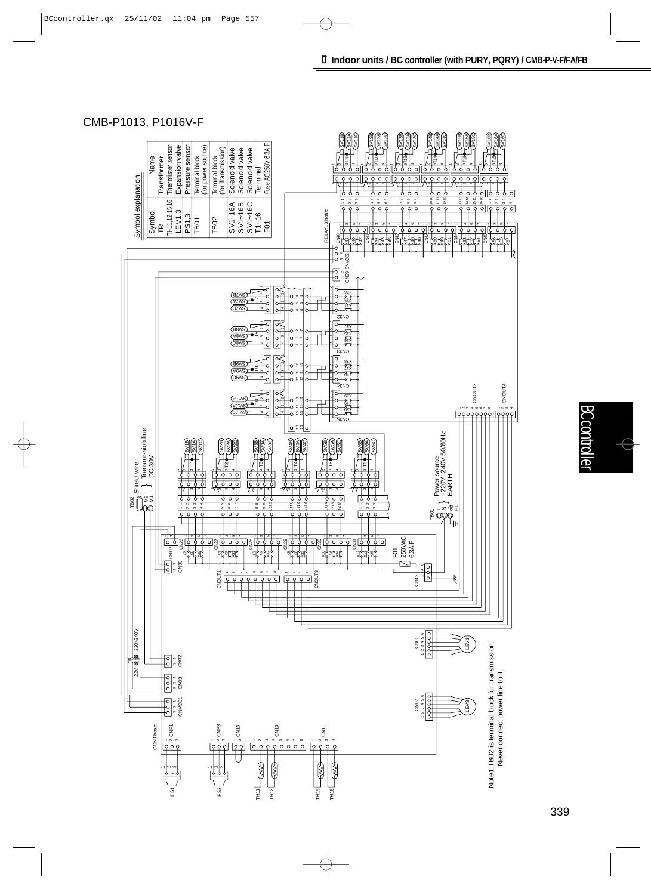# CMB-P1013, P1016V-F

Symbol explanation

| Symbol | Name |
|---|---|
| TR | Transformer |
| TH11,12,15,16 | Thermister sensor |
| LEV1,3 | Expansion valve |
| PS1,3 | Pressure sensor |
| TB01 | Terminal block (for power source) |
| TB02 | Terminal block (for Transmission) |
| SV1~16A | Solenoid valve |
| SV1~16B | Solenoid valve |
| SV1~16C | Solenoid valve |
| T1~16 | Terminal |
| F01 | Fuse AC250V 6.3A F |

TB02 Shield wire M2 M1 } Transmission line DC 30V

TB01 L N } Power source ~220V~240V 50/60Hz EARTH PE

F01 250VAC 6.3A F

Note1:TB02 is terminal block for transmission.
Never connect power line to it.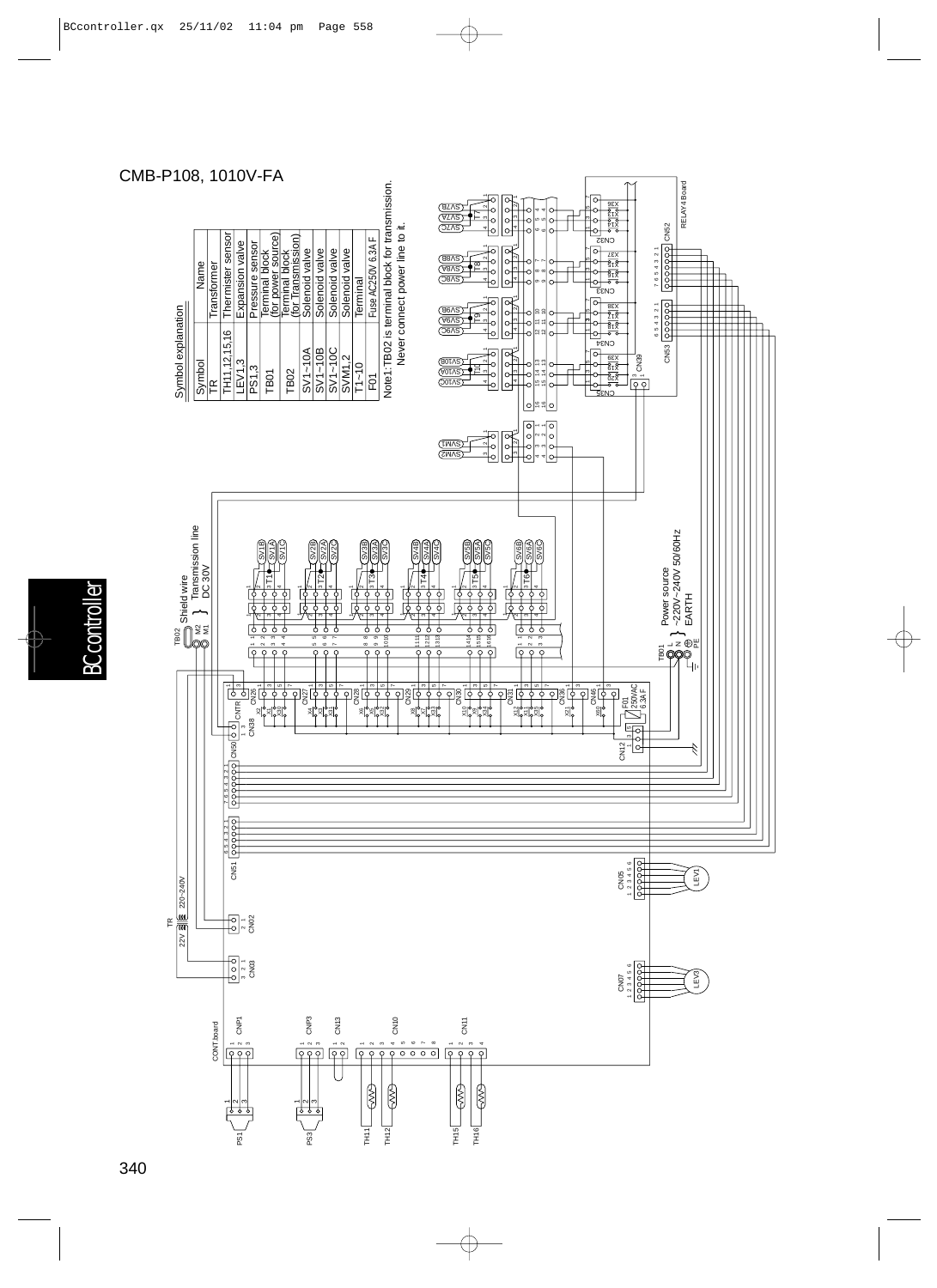# CMB-P108, 1010V-FA

**Symbol explanation**

| Symbol | Name |
|---|---|
| TR | Transformer |
| TH11,12,15,16 | Thermister sensor |
| LEV1,3 | Expansion valve |
| PS1,3 | Pressure sensor |
| TB01 | Terminal block (for power source) |
| TB02 | Terminal block (for Transmission) |
| SV1~10A | Solenoid valve |
| SV1~10B | Solenoid valve |
| SV1~10C | Solenoid valve |
| SVM1,2 | Solenoid valve |
| T1~10 | Terminal |
| F01 | Fuse AC250V 6.3A F |

Note1:TB02 is terminal block for transmission. Never connect power line to it.

TB02 M2 M1 Shield wire } Transmission line DC 30V

TB01 L N PE } Power source ~220V~240V 50/60Hz EARTH

F01 250VAC 6.3A F

TR 22V 220~240V

CONT.board

RELAY4 Board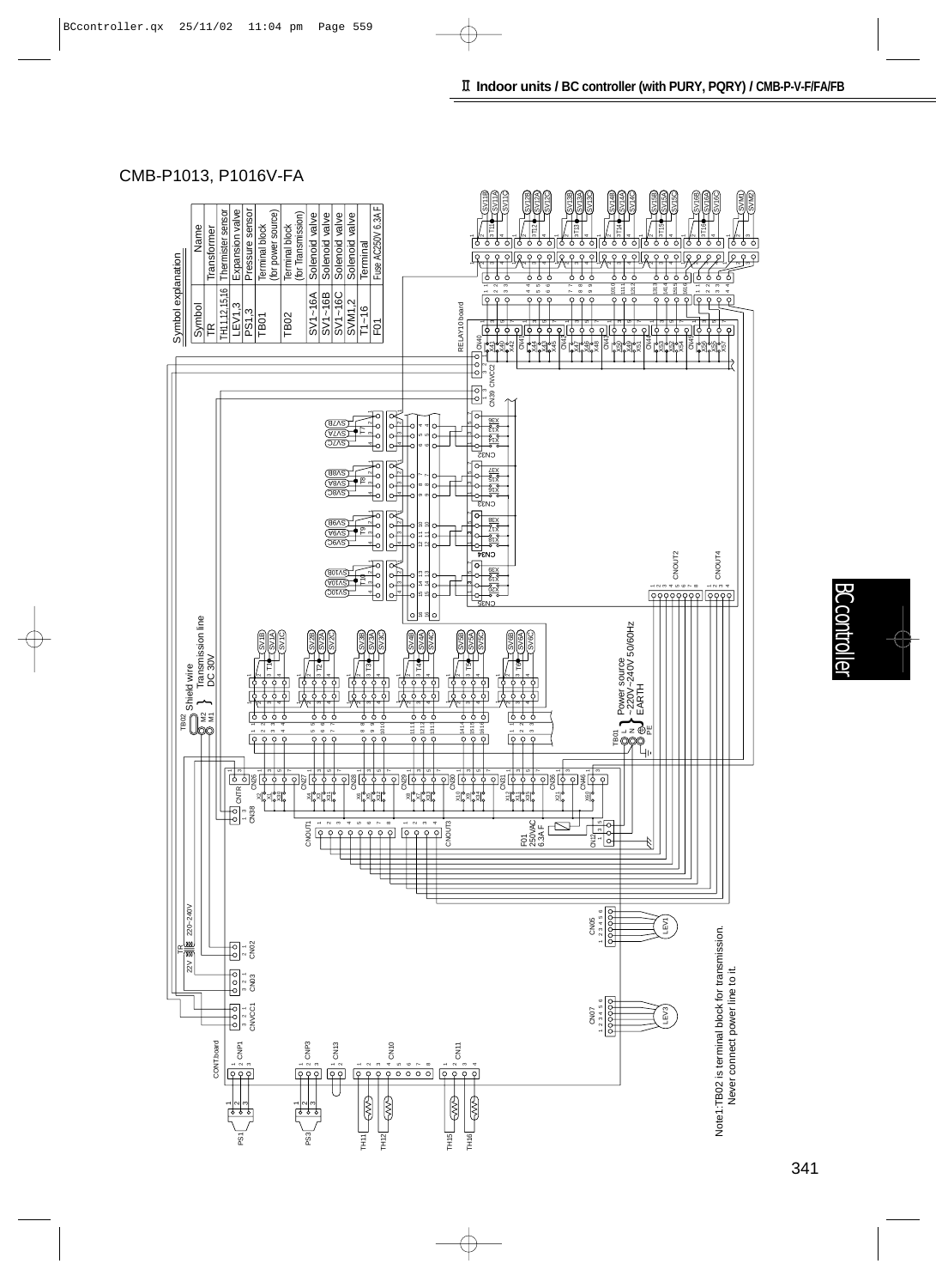## CMB-P1013, P1016V-FA

Symbol explanation

| Symbol | Name |
|---|---|
| TR | Transformer |
| TH11,12,15,16 | Thermister sensor |
| LEV1,3 | Expansion valve |
| PS1,3 | Pressure sensor |
| TB01 | Terminal block (for power source) |
| TB02 | Terminal block (for Transmission) |
| SV1~16A | Solenoid valve |
| SV1~16B | Solenoid valve |
| SV1~16C | Solenoid valve |
| SVM1,2 | Solenoid valve |
| T1~16 | Terminal |
| F01 | Fuse AC250V 6.3A F |

TB02 Shield wire } Transmission line DC 30V

TB01 Power source ~220V~240V 50/60Hz EARTH

F01 250VAC 6.3A F

Note1:TB02 is terminal block for transmission. Never connect power line to it.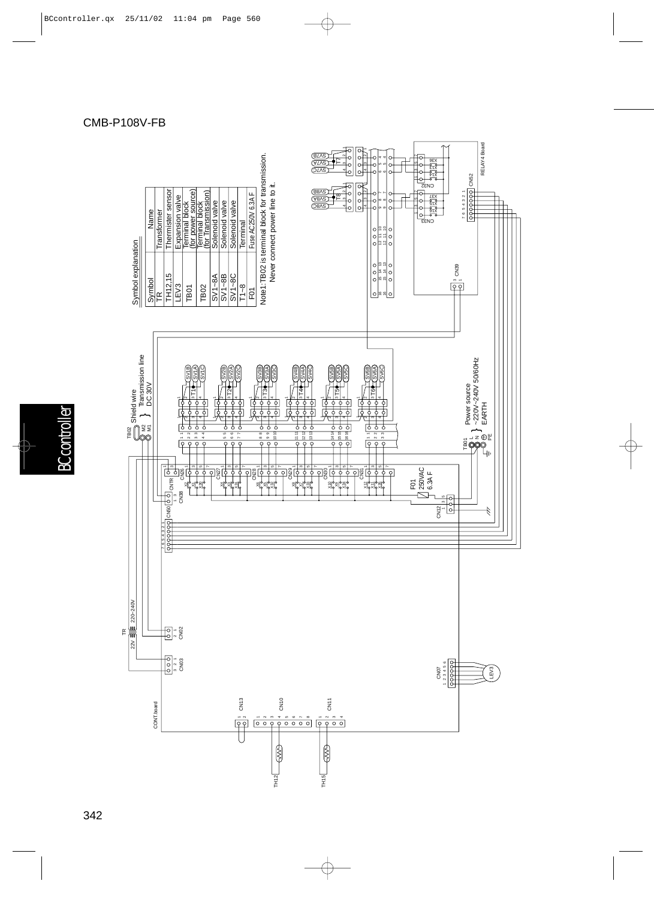# CMB-P108V-FB

Symbol explanation

| Symbol | Name |
|---|---|
| TR | Transformer |
| TH12,15 | Thermister sensor |
| LEV3 | Expansion valve |
| TB01 | Terminal block (for power source) |
| TB02 | Terminal block (for Transmission) |
| SV1~8A | Solenoid valve |
| SV1~8B | Solenoid valve |
| SV1~8C | Solenoid valve |
| T1~8 | Terminal |
| F01 | Fuse AC250V 6.3A F |

Note1:TB02 is terminal block for transmission.
Never connect power line to it.

TB02 M2 M1 } Shield wire Transmission line DC 30V

TB01 L N ⏚ PE } Power source ~220V~240V 50/60Hz EARTH

F01 250VAC 6.3A F

TR 22V 220~240V

CONT.board

RELAY4 Board

CN02 CN03 CN07 CN10 CN11 CN12 CN13 CN26 CN27 CN28 CN29 CN30 CN31 CN32 CN33 CN38 CN39 CN50 CN52 CNTR

TH12 TH15 LEV3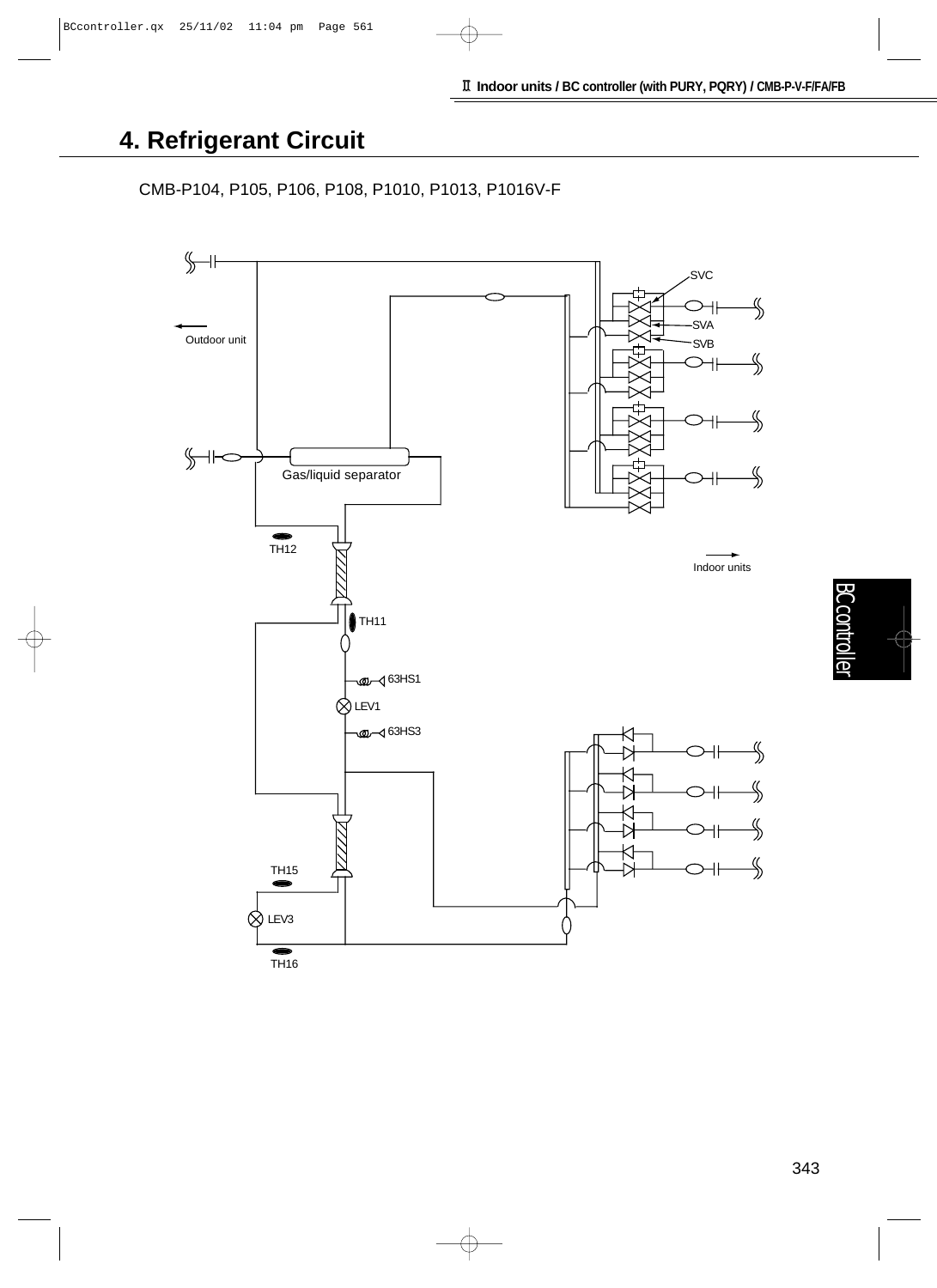# 4. Refrigerant Circuit

CMB-P104, P105, P106, P108, P1010, P1013, P1016V-F

SVC

SVA

SVB

Outdoor unit

Gas/liquid separator

TH12

Indoor units

TH11

63HS1

LEV1

63HS3

TH15

LEV3

TH16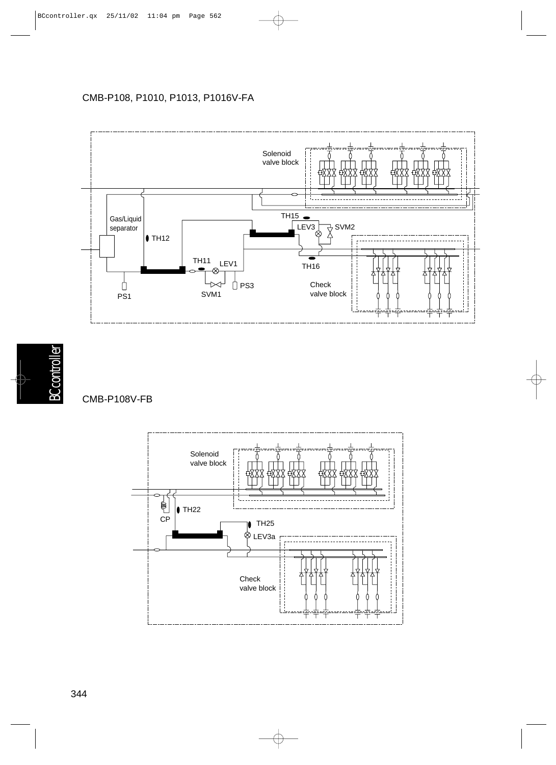CMB-P108, P1010, P1013, P1016V-FA

Solenoid
valve block

Gas/Liquid
separator

TH12

TH15

LEV3

SVM2

TH11

LEV1

TH16

PS1

SVM1

PS3

Check
valve block

CMB-P108V-FB

Solenoid
valve block

CP

TH22

TH25

LEV3a

Check
valve block